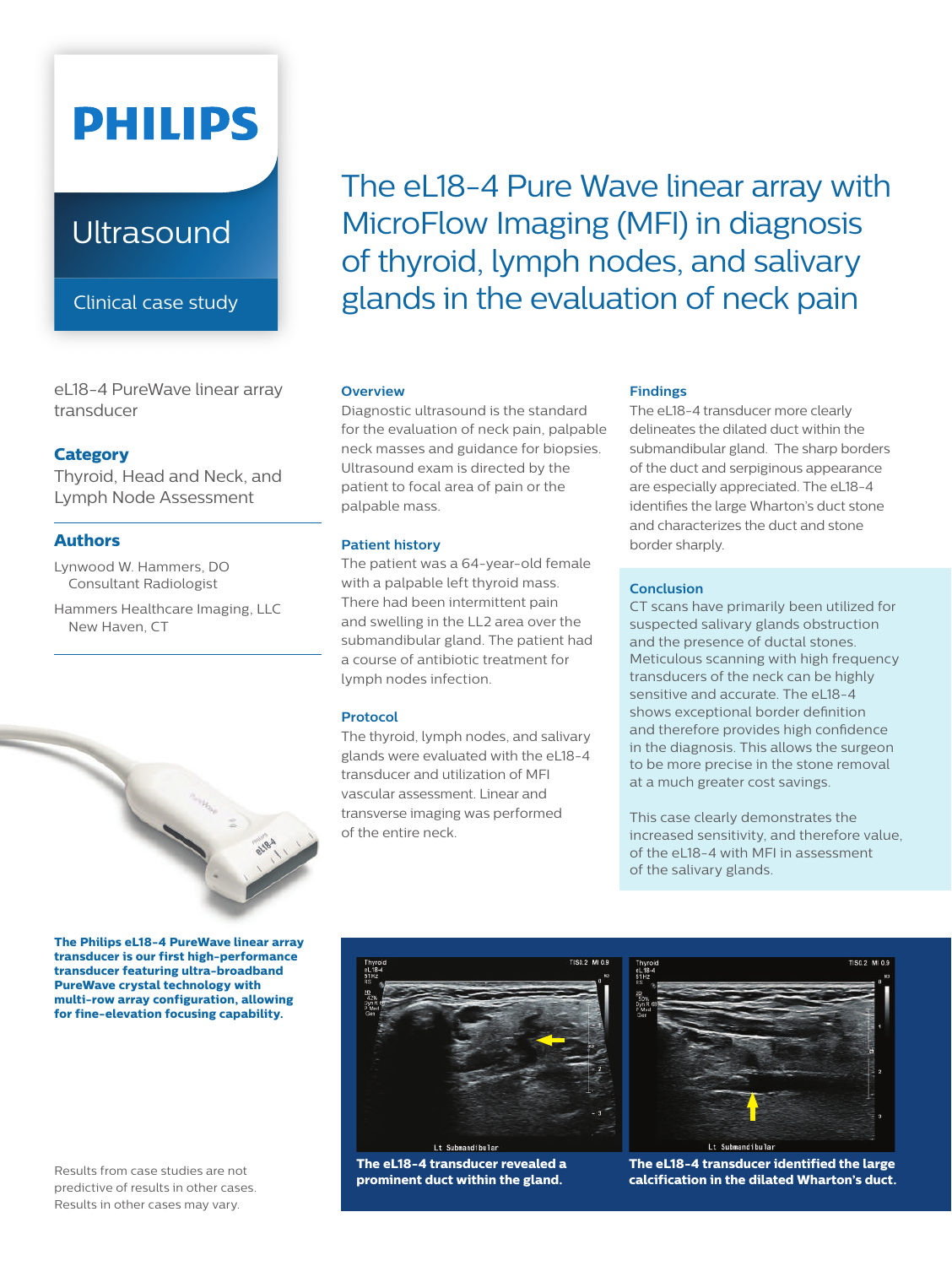PHILIPS

Ultrasound

Clinical case study

# The eL18-4 Pure Wave linear array with MicroFlow Imaging (MFI) in diagnosis of thyroid, lymph nodes, and salivary glands in the evaluation of neck pain

eL18-4 PureWave linear array transducer

### Category

Thyroid, Head and Neck, and Lymph Node Assessment

### Authors

Lynwood W. Hammers, DO
Consultant Radiologist

Hammers Healthcare Imaging, LLC
New Haven, CT

**The Philips eL18-4 PureWave linear array transducer is our first high-performance transducer featuring ultra-broadband PureWave crystal technology with multi-row array configuration, allowing for fine-elevation focusing capability.**

### Overview

Diagnostic ultrasound is the standard for the evaluation of neck pain, palpable neck masses and guidance for biopsies. Ultrasound exam is directed by the patient to focal area of pain or the palpable mass.

### Patient history

The patient was a 64-year-old female with a palpable left thyroid mass. There had been intermittent pain and swelling in the LL2 area over the submandibular gland. The patient had a course of antibiotic treatment for lymph nodes infection.

### Protocol

The thyroid, lymph nodes, and salivary glands were evaluated with the eL18-4 transducer and utilization of MFI vascular assessment. Linear and transverse imaging was performed of the entire neck.

### Findings

The eL18-4 transducer more clearly delineates the dilated duct within the submandibular gland. The sharp borders of the duct and serpiginous appearance are especially appreciated. The eL18-4 identifies the large Wharton's duct stone and characterizes the duct and stone border sharply.

### Conclusion

CT scans have primarily been utilized for suspected salivary glands obstruction and the presence of ductal stones. Meticulous scanning with high frequency transducers of the neck can be highly sensitive and accurate. The eL18-4 shows exceptional border definition and therefore provides high confidence in the diagnosis. This allows the surgeon to be more precise in the stone removal at a much greater cost savings.

This case clearly demonstrates the increased sensitivity, and therefore value, of the eL18-4 with MFI in assessment of the salivary glands.

**The eL18-4 transducer revealed a prominent duct within the gland.**

**The eL18-4 transducer identified the large calcification in the dilated Wharton's duct.**

Results from case studies are not predictive of results in other cases. Results in other cases may vary.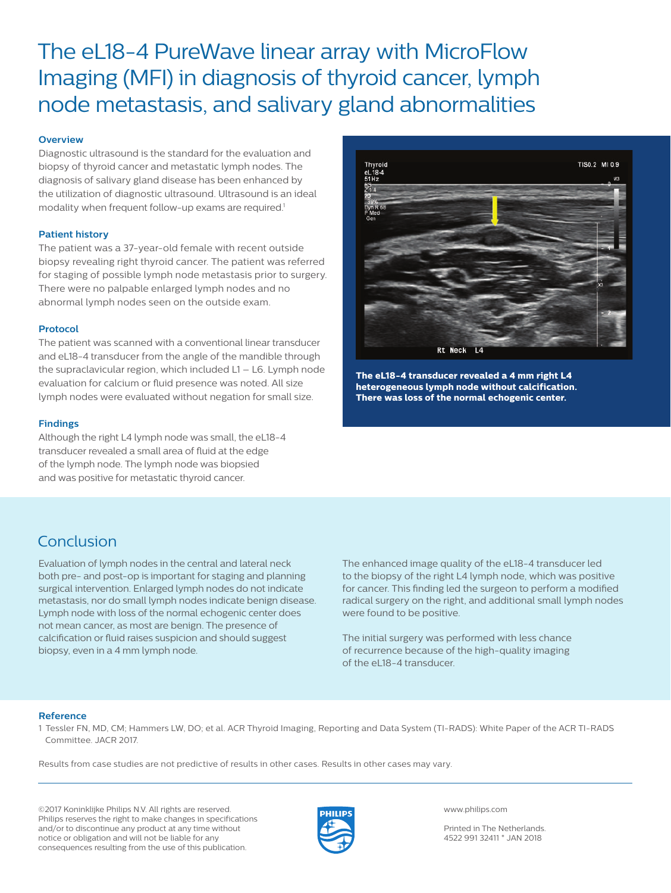# The eL18-4 PureWave linear array with MicroFlow Imaging (MFI) in diagnosis of thyroid cancer, lymph node metastasis, and salivary gland abnormalities

### Overview

Diagnostic ultrasound is the standard for the evaluation and biopsy of thyroid cancer and metastatic lymph nodes. The diagnosis of salivary gland disease has been enhanced by the utilization of diagnostic ultrasound. Ultrasound is an ideal modality when frequent follow-up exams are required.[1]

### Patient history

The patient was a 37-year-old female with recent outside biopsy revealing right thyroid cancer. The patient was referred for staging of possible lymph node metastasis prior to surgery. There were no palpable enlarged lymph nodes and no abnormal lymph nodes seen on the outside exam.

### Protocol

The patient was scanned with a conventional linear transducer and eL18-4 transducer from the angle of the mandible through the supraclavicular region, which included L1 – L6. Lymph node evaluation for calcium or fluid presence was noted. All size lymph nodes were evaluated without negation for small size.

### Findings

Although the right L4 lymph node was small, the eL18-4 transducer revealed a small area of fluid at the edge of the lymph node. The lymph node was biopsied and was positive for metastatic thyroid cancer.

**The eL18-4 transducer revealed a 4 mm right L4 heterogeneous lymph node without calcification. There was loss of the normal echogenic center.**

## Conclusion

Evaluation of lymph nodes in the central and lateral neck both pre- and post-op is important for staging and planning surgical intervention. Enlarged lymph nodes do not indicate metastasis, nor do small lymph nodes indicate benign disease. Lymph node with loss of the normal echogenic center does not mean cancer, as most are benign. The presence of calcification or fluid raises suspicion and should suggest biopsy, even in a 4 mm lymph node.

The enhanced image quality of the eL18-4 transducer led to the biopsy of the right L4 lymph node, which was positive for cancer. This finding led the surgeon to perform a modified radical surgery on the right, and additional small lymph nodes were found to be positive.

The initial surgery was performed with less chance of recurrence because of the high-quality imaging of the eL18-4 transducer.

### Reference

1 Tessler FN, MD, CM; Hammers LW, DO; et al. ACR Thyroid Imaging, Reporting and Data System (TI-RADS): White Paper of the ACR TI-RADS Committee. JACR 2017.

Results from case studies are not predictive of results in other cases. Results in other cases may vary.

©2017 Koninklijke Philips N.V. All rights are reserved. Philips reserves the right to make changes in specifications and/or to discontinue any product at any time without notice or obligation and will not be liable for any consequences resulting from the use of this publication.

www.philips.com

Printed in The Netherlands.
4522 991 32411 * JAN 2018